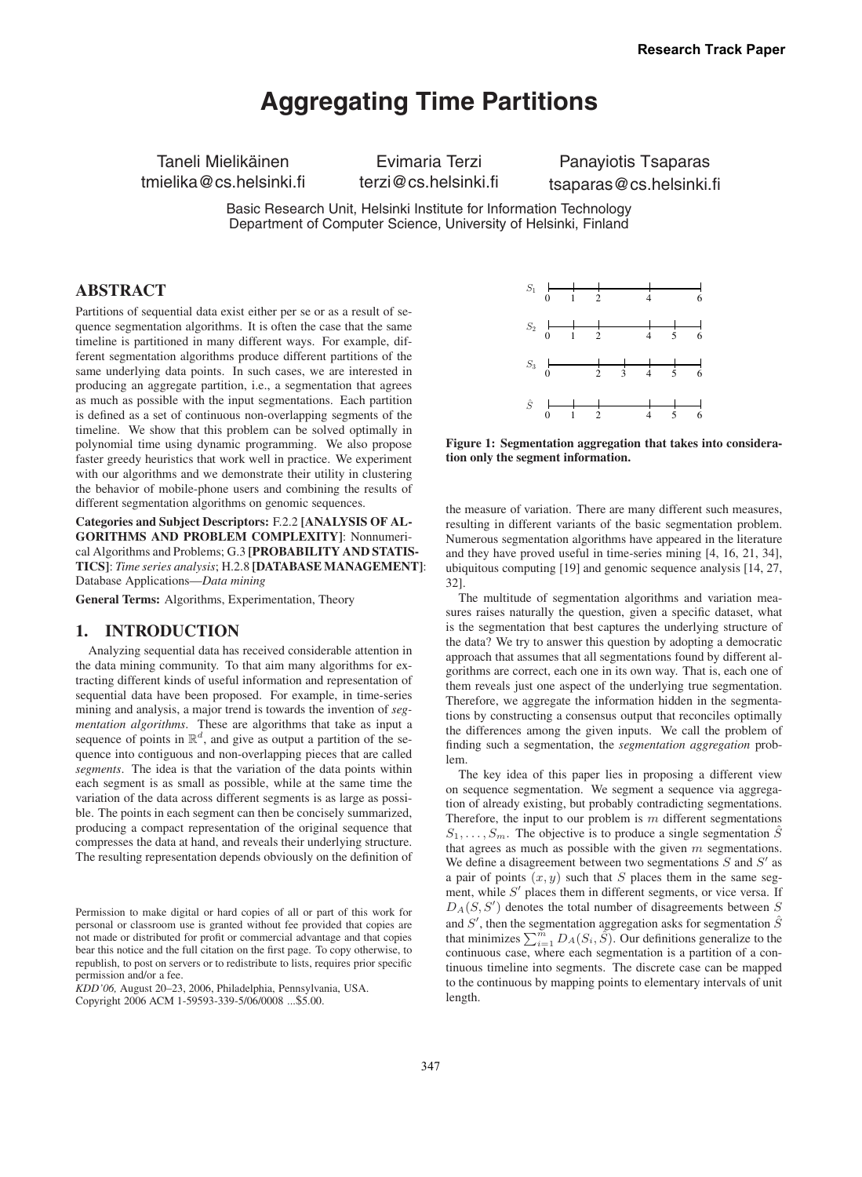# Aggregating Time Partitions

Taneli Mielikäinen
tmielika@cs.helsinki.fi

Evimaria Terzi
terzi@cs.helsinki.fi

Panayiotis Tsaparas
tsaparas@cs.helsinki.fi

Basic Research Unit, Helsinki Institute for Information Technology
Department of Computer Science, University of Helsinki, Finland

## ABSTRACT

Partitions of sequential data exist either per se or as a result of sequence segmentation algorithms. It is often the case that the same timeline is partitioned in many different ways. For example, different segmentation algorithms produce different partitions of the same underlying data points. In such cases, we are interested in producing an aggregate partition, i.e., a segmentation that agrees as much as possible with the input segmentations. Each partition is defined as a set of continuous non-overlapping segments of the timeline. We show that this problem can be solved optimally in polynomial time using dynamic programming. We also propose faster greedy heuristics that work well in practice. We experiment with our algorithms and we demonstrate their utility in clustering the behavior of mobile-phone users and combining the results of different segmentation algorithms on genomic sequences.

**Categories and Subject Descriptors:** F.2.2 **[ANALYSIS OF ALGORITHMS AND PROBLEM COMPLEXITY]**: Nonnumerical Algorithms and Problems; G.3 **[PROBABILITY AND STATISTICS]**: *Time series analysis*; H.2.8 **[DATABASE MANAGEMENT]**: Database Applications—*Data mining*

**General Terms:** Algorithms, Experimentation, Theory

## 1. INTRODUCTION

Analyzing sequential data has received considerable attention in the data mining community. To that aim many algorithms for extracting different kinds of useful information and representation of sequential data have been proposed. For example, in time-series mining and analysis, a major trend is towards the invention of *segmentation algorithms*. These are algorithms that take as input a sequence of points in $\mathbb{R}^d$, and give as output a partition of the sequence into contiguous and non-overlapping pieces that are called *segments*. The idea is that the variation of the data points within each segment is as small as possible, while at the same time the variation of the data across different segments is as large as possible. The points in each segment can then be concisely summarized, producing a compact representation of the original sequence that compresses the data at hand, and reveals their underlying structure. The resulting representation depends obviously on the definition of the measure of variation. There are many different such measures, resulting in different variants of the basic segmentation problem. Numerous segmentation algorithms have appeared in the literature and they have proved useful in time-series mining [4, 16, 21, 34], ubiquitous computing [19] and genomic sequence analysis [14, 27, 32].

$S_1$: 0, 1, 2, 4, 6
$S_2$: 0, 1, 2, 4, 5, 6
$S_3$: 0, 2, 3, 4, 5, 6
$\hat{S}$: 0, 1, 2, 4, 5, 6

**Figure 1: Segmentation aggregation that takes into consideration only the segment information.**

The multitude of segmentation algorithms and variation measures raises naturally the question, given a specific dataset, what is the segmentation that best captures the underlying structure of the data? We try to answer this question by adopting a democratic approach that assumes that all segmentations found by different algorithms are correct, each one in its own way. That is, each one of them reveals just one aspect of the underlying true segmentation. Therefore, we aggregate the information hidden in the segmentations by constructing a consensus output that reconciles optimally the differences among the given inputs. We call the problem of finding such a segmentation, the *segmentation aggregation* problem.

The key idea of this paper lies in proposing a different view on sequence segmentation. We segment a sequence via aggregation of already existing, but probably contradicting segmentations. Therefore, the input to our problem is $m$ different segmentations $S_1, \ldots, S_m$. The objective is to produce a single segmentation $\hat{S}$ that agrees as much as possible with the given $m$ segmentations. We define a disagreement between two segmentations $S$ and $S'$ as a pair of points $(x, y)$ such that $S$ places them in the same segment, while $S'$ places them in different segments, or vice versa. If $D_A(S, S')$ denotes the total number of disagreements between $S$ and $S'$, then the segmentation aggregation asks for segmentation $\hat{S}$ that minimizes $\sum_{i=1}^{m} D_A(S_i, \hat{S})$. Our definitions generalize to the continuous case, where each segmentation is a partition of a continuous timeline into segments. The discrete case can be mapped to the continuous by mapping points to elementary intervals of unit length.

Permission to make digital or hard copies of all or part of this work for personal or classroom use is granted without fee provided that copies are not made or distributed for profit or commercial advantage and that copies bear this notice and the full citation on the first page. To copy otherwise, to republish, to post on servers or to redistribute to lists, requires prior specific permission and/or a fee.
*KDD'06,* August 20–23, 2006, Philadelphia, Pennsylvania, USA.
Copyright 2006 ACM 1-59593-339-5/06/0008 ...$5.00.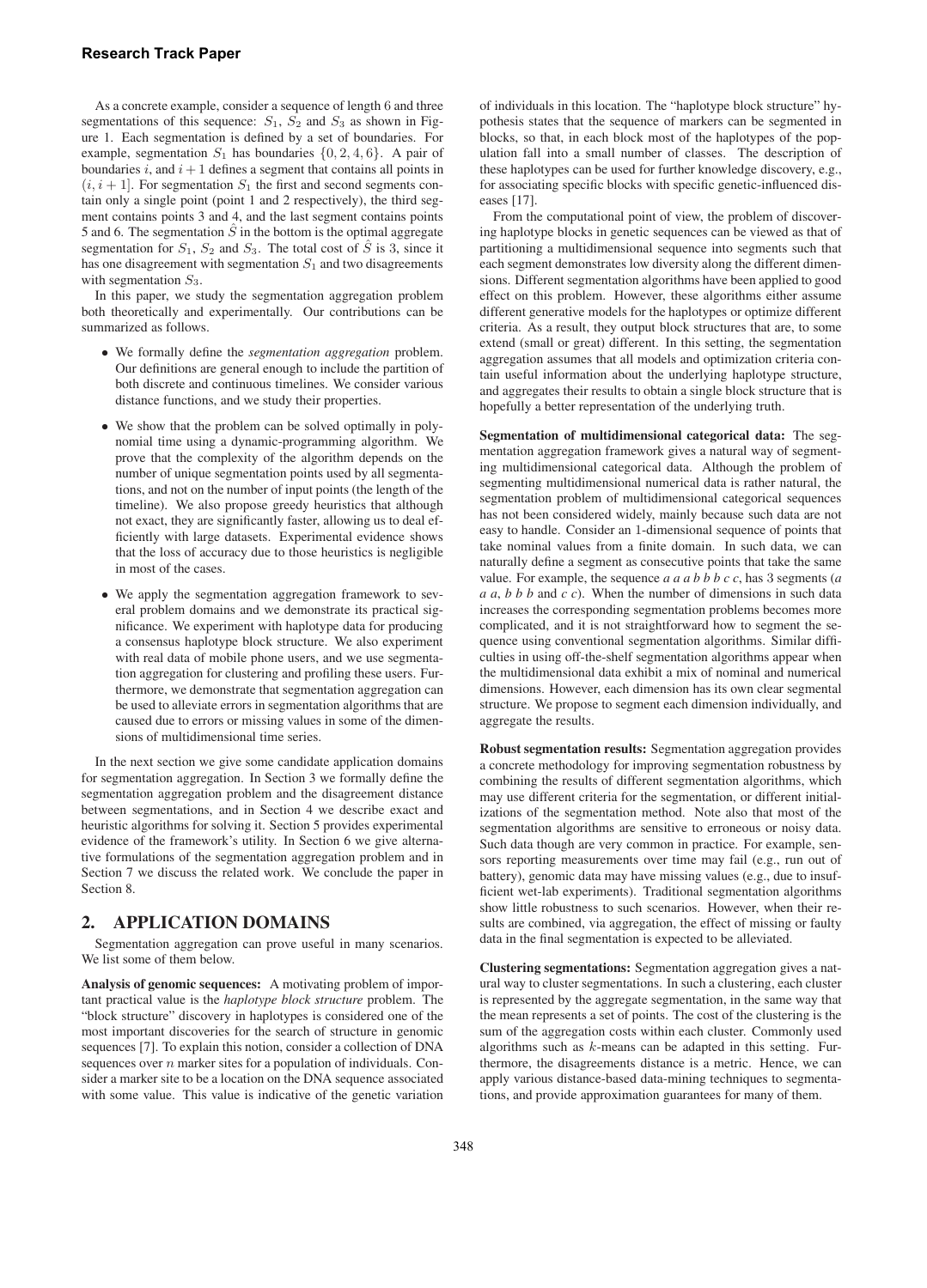As a concrete example, consider a sequence of length 6 and three segmentations of this sequence: $S_1$, $S_2$ and $S_3$ as shown in Figure 1. Each segmentation is defined by a set of boundaries. For example, segmentation $S_1$ has boundaries $\{0, 2, 4, 6\}$. A pair of boundaries $i$, and $i + 1$ defines a segment that contains all points in $(i, i + 1]$. For segmentation $S_1$ the first and second segments contain only a single point (point 1 and 2 respectively), the third segment contains points 3 and 4, and the last segment contains points 5 and 6. The segmentation $\hat{S}$ in the bottom is the optimal aggregate segmentation for $S_1$, $S_2$ and $S_3$. The total cost of $\hat{S}$ is 3, since it has one disagreement with segmentation $S_1$ and two disagreements with segmentation $S_3$.

In this paper, we study the segmentation aggregation problem both theoretically and experimentally. Our contributions can be summarized as follows.

- We formally define the *segmentation aggregation* problem. Our definitions are general enough to include the partition of both discrete and continuous timelines. We consider various distance functions, and we study their properties.
- We show that the problem can be solved optimally in polynomial time using a dynamic-programming algorithm. We prove that the complexity of the algorithm depends on the number of unique segmentation points used by all segmentations, and not on the number of input points (the length of the timeline). We also propose greedy heuristics that although not exact, they are significantly faster, allowing us to deal efficiently with large datasets. Experimental evidence shows that the loss of accuracy due to those heuristics is negligible in most of the cases.
- We apply the segmentation aggregation framework to several problem domains and we demonstrate its practical significance. We experiment with haplotype data for producing a consensus haplotype block structure. We also experiment with real data of mobile phone users, and we use segmentation aggregation for clustering and profiling these users. Furthermore, we demonstrate that segmentation aggregation can be used to alleviate errors in segmentation algorithms that are caused due to errors or missing values in some of the dimensions of multidimensional time series.

In the next section we give some candidate application domains for segmentation aggregation. In Section 3 we formally define the segmentation aggregation problem and the disagreement distance between segmentations, and in Section 4 we describe exact and heuristic algorithms for solving it. Section 5 provides experimental evidence of the framework's utility. In Section 6 we give alternative formulations of the segmentation aggregation problem and in Section 7 we discuss the related work. We conclude the paper in Section 8.

## 2. APPLICATION DOMAINS

Segmentation aggregation can prove useful in many scenarios. We list some of them below.

**Analysis of genomic sequences:** A motivating problem of important practical value is the *haplotype block structure* problem. The "block structure" discovery in haplotypes is considered one of the most important discoveries for the search of structure in genomic sequences [7]. To explain this notion, consider a collection of DNA sequences over $n$ marker sites for a population of individuals. Consider a marker site to be a location on the DNA sequence associated with some value. This value is indicative of the genetic variation of individuals in this location. The "haplotype block structure" hypothesis states that the sequence of markers can be segmented in blocks, so that, in each block most of the haplotypes of the population fall into a small number of classes. The description of these haplotypes can be used for further knowledge discovery, e.g., for associating specific blocks with specific genetic-influenced diseases [17].

From the computational point of view, the problem of discovering haplotype blocks in genetic sequences can be viewed as that of partitioning a multidimensional sequence into segments such that each segment demonstrates low diversity along the different dimensions. Different segmentation algorithms have been applied to good effect on this problem. However, these algorithms either assume different generative models for the haplotypes or optimize different criteria. As a result, they output block structures that are, to some extend (small or great) different. In this setting, the segmentation aggregation assumes that all models and optimization criteria contain useful information about the underlying haplotype structure, and aggregates their results to obtain a single block structure that is hopefully a better representation of the underlying truth.

**Segmentation of multidimensional categorical data:** The segmentation aggregation framework gives a natural way of segmenting multidimensional categorical data. Although the problem of segmenting multidimensional numerical data is rather natural, the segmentation problem of multidimensional categorical sequences has not been considered widely, mainly because such data are not easy to handle. Consider an 1-dimensional sequence of points that take nominal values from a finite domain. In such data, we can naturally define a segment as consecutive points that take the same value. For example, the sequence *a a a b b b c c*, has 3 segments (*a a a*, *b b b* and *c c*). When the number of dimensions in such data increases the corresponding segmentation problems becomes more complicated, and it is not straightforward how to segment the sequence using conventional segmentation algorithms. Similar difficulties in using off-the-shelf segmentation algorithms appear when the multidimensional data exhibit a mix of nominal and numerical dimensions. However, each dimension has its own clear segmental structure. We propose to segment each dimension individually, and aggregate the results.

**Robust segmentation results:** Segmentation aggregation provides a concrete methodology for improving segmentation robustness by combining the results of different segmentation algorithms, which may use different criteria for the segmentation, or different initializations of the segmentation method. Note also that most of the segmentation algorithms are sensitive to erroneous or noisy data. Such data though are very common in practice. For example, sensors reporting measurements over time may fail (e.g., run out of battery), genomic data may have missing values (e.g., due to insufficient wet-lab experiments). Traditional segmentation algorithms show little robustness to such scenarios. However, when their results are combined, via aggregation, the effect of missing or faulty data in the final segmentation is expected to be alleviated.

**Clustering segmentations:** Segmentation aggregation gives a natural way to cluster segmentations. In such a clustering, each cluster is represented by the aggregate segmentation, in the same way that the mean represents a set of points. The cost of the clustering is the sum of the aggregation costs within each cluster. Commonly used algorithms such as $k$-means can be adapted in this setting. Furthermore, the disagreements distance is a metric. Hence, we can apply various distance-based data-mining techniques to segmentations, and provide approximation guarantees for many of them.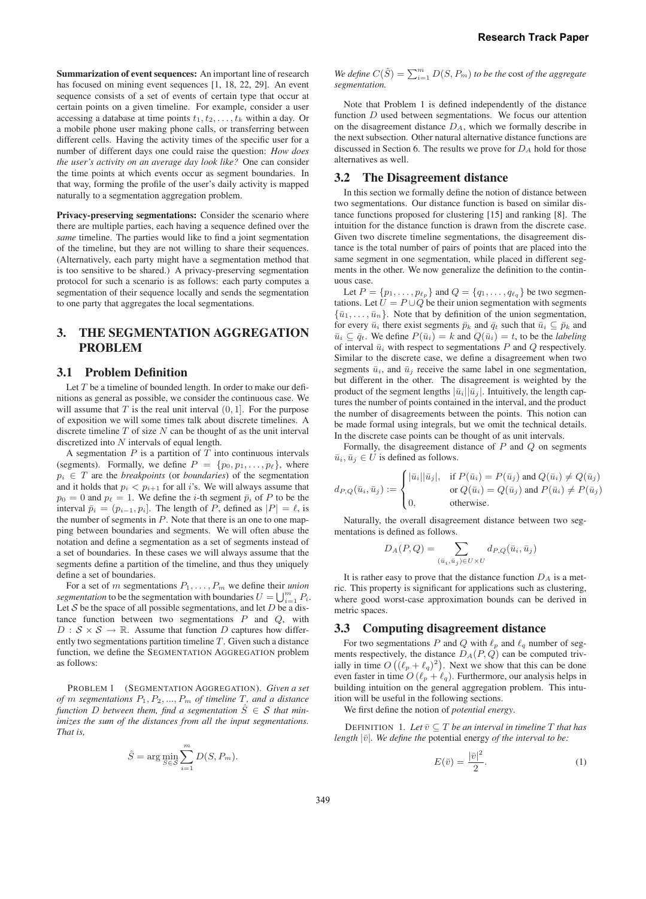**Summarization of event sequences:** An important line of research has focused on mining event sequences [1, 18, 22, 29]. An event sequence consists of a set of events of certain type that occur at certain points on a given timeline. For example, consider a user accessing a database at time points $t_1, t_2, \ldots, t_k$ within a day. Or a mobile phone user making phone calls, or transferring between different cells. Having the activity times of the specific user for a number of different days one could raise the question: *How does the user's activity on an average day look like?* One can consider the time points at which events occur as segment boundaries. In that way, forming the profile of the user's daily activity is mapped naturally to a segmentation aggregation problem.

**Privacy-preserving segmentations:** Consider the scenario where there are multiple parties, each having a sequence defined over the *same* timeline. The parties would like to find a joint segmentation of the timeline, but they are not willing to share their sequences. (Alternatively, each party might have a segmentation method that is too sensitive to be shared.) A privacy-preserving segmentation protocol for such a scenario is as follows: each party computes a segmentation of their sequence locally and sends the segmentation to one party that aggregates the local segmentations.

# 3. THE SEGMENTATION AGGREGATION PROBLEM

## 3.1 Problem Definition

Let $T$ be a timeline of bounded length. In order to make our definitions as general as possible, we consider the continuous case. We will assume that $T$ is the real unit interval $(0, 1]$. For the purpose of exposition we will some times talk about discrete timelines. A discrete timeline $T$ of size $N$ can be thought of as the unit interval discretized into $N$ intervals of equal length.

A segmentation $P$ is a partition of $T$ into continuous intervals (segments). Formally, we define $P = \{p_0, p_1, \ldots, p_\ell\}$, where $p_i \in T$ are the *breakpoints* (or *boundaries*) of the segmentation and it holds that $p_i < p_{i+1}$ for all $i$'s. We will always assume that $p_0 = 0$ and $p_\ell = 1$. We define the $i$-th segment $\bar{p}_i$ of $P$ to be the interval $\bar{p}_i = (p_{i-1}, p_i]$. The length of $P$, defined as $|P| = \ell$, is the number of segments in $P$. Note that there is an one to one mapping between boundaries and segments. We will often abuse the notation and define a segmentation as a set of segments instead of a set of boundaries. In these cases we will always assume that the segments define a partition of the timeline, and thus they uniquely define a set of boundaries.

For a set of $m$ segmentations $P_1, \ldots, P_m$ we define their *union segmentation* to be the segmentation with boundaries $U = \bigcup_{i=1}^{m} P_i$. Let $\mathcal{S}$ be the space of all possible segmentations, and let $D$ be a distance function between two segmentations $P$ and $Q$, with $D : \mathcal{S} \times \mathcal{S} \to \mathbb{R}$. Assume that function $D$ captures how differently two segmentations partition timeline $T$. Given such a distance function, we define the SEGMENTATION AGGREGATION problem as follows:

PROBLEM 1 (SEGMENTATION AGGREGATION). *Given a set of $m$ segmentations $P_1, P_2, \ldots, P_m$ of timeline $T$, and a distance function $D$ between them, find a segmentation $\hat{S} \in \mathcal{S}$ that minimizes the sum of the distances from all the input segmentations. That is,*

$$\hat{S} = \arg\min_{S \in \mathcal{S}} \sum_{i=1}^{m} D(S, P_m).$$

*We define $C(\hat{S}) = \sum_{i=1}^{m} D(S, P_m)$ to be the* cost *of the aggregate segmentation.*

Note that Problem 1 is defined independently of the distance function $D$ used between segmentations. We focus our attention on the disagreement distance $D_A$, which we formally describe in the next subsection. Other natural alternative distance functions are discussed in Section 6. The results we prove for $D_A$ hold for those alternatives as well.

## 3.2 The Disagreement distance

In this section we formally define the notion of distance between two segmentations. Our distance function is based on similar distance functions proposed for clustering [15] and ranking [8]. The intuition for the distance function is drawn from the discrete case. Given two discrete timeline segmentations, the disagreement distance is the total number of pairs of points that are placed into the same segment in one segmentation, while placed in different segments in the other. We now generalize the definition to the continuous case.

Let $P = \{p_1, \ldots, p_{\ell_p}\}$ and $Q = \{q_1, \ldots, q_{\ell_q}\}$ be two segmentations. Let $U = P \cup Q$ be their union segmentation with segments $\{\bar{u}_1, \ldots, \bar{u}_n\}$. Note that by definition of the union segmentation, for every $\bar{u}_i$ there exist segments $\bar{p}_k$ and $\bar{q}_t$ such that $\bar{u}_i \subseteq \bar{p}_k$ and $\bar{u}_i \subseteq \bar{q}_t$. We define $P(\bar{u}_i) = k$ and $Q(\bar{u}_i) = t$, to be the *labeling* of interval $\bar{u}_i$ with respect to segmentations $P$ and $Q$ respectively. Similar to the discrete case, we define a disagreement when two segments $\bar{u}_i$, and $\bar{u}_j$ receive the same label in one segmentation, but different in the other. The disagreement is weighted by the product of the segment lengths $|\bar{u}_i||\bar{u}_j|$. Intuitively, the length captures the number of points contained in the interval, and the product the number of disagreements between the points. This notion can be made formal using integrals, but we omit the technical details. In the discrete case points can be thought of as unit intervals.

Formally, the disagreement distance of $P$ and $Q$ on segments $\bar{u}_i, \bar{u}_j \in U$ is defined as follows.

$$d_{P,Q}(\bar{u}_i, \bar{u}_j) := \begin{cases} |\bar{u}_i||\bar{u}_j|, & \text{if } P(\bar{u}_i) = P(\bar{u}_j) \text{ and } Q(\bar{u}_i) \neq Q(\bar{u}_j) \\ & \text{or } Q(\bar{u}_i) = Q(\bar{u}_j) \text{ and } P(\bar{u}_i) \neq P(\bar{u}_j) \\ 0, & \text{otherwise.} \end{cases}$$

Naturally, the overall disagreement distance between two segmentations is defined as follows.

$$D_A(P, Q) = \sum_{(\bar{u}_i, \bar{u}_j) \in U \times U} d_{P,Q}(\bar{u}_i, \bar{u}_j)$$

It is rather easy to prove that the distance function $D_A$ is a metric. This property is significant for applications such as clustering, where good worst-case approximation bounds can be derived in metric spaces.

## 3.3 Computing disagreement distance

For two segmentations $P$ and $Q$ with $\ell_p$ and $\ell_q$ number of segments respectively, the distance $D_A(P, Q)$ can be computed trivially in time $O\left((\ell_p + \ell_q)^2\right)$. Next we show that this can be done even faster in time $O\left(\ell_p + \ell_q\right)$. Furthermore, our analysis helps in building intuition on the general aggregation problem. This intuition will be useful in the following sections.

We first define the notion of *potential energy*.

DEFINITION 1. *Let $\bar{v} \subseteq T$ be an interval in timeline $T$ that has length $|\bar{v}|$. We define the* potential energy *of the interval to be:*

$$E(\bar{v}) = \frac{|\bar{v}|^2}{2}. \tag{1}$$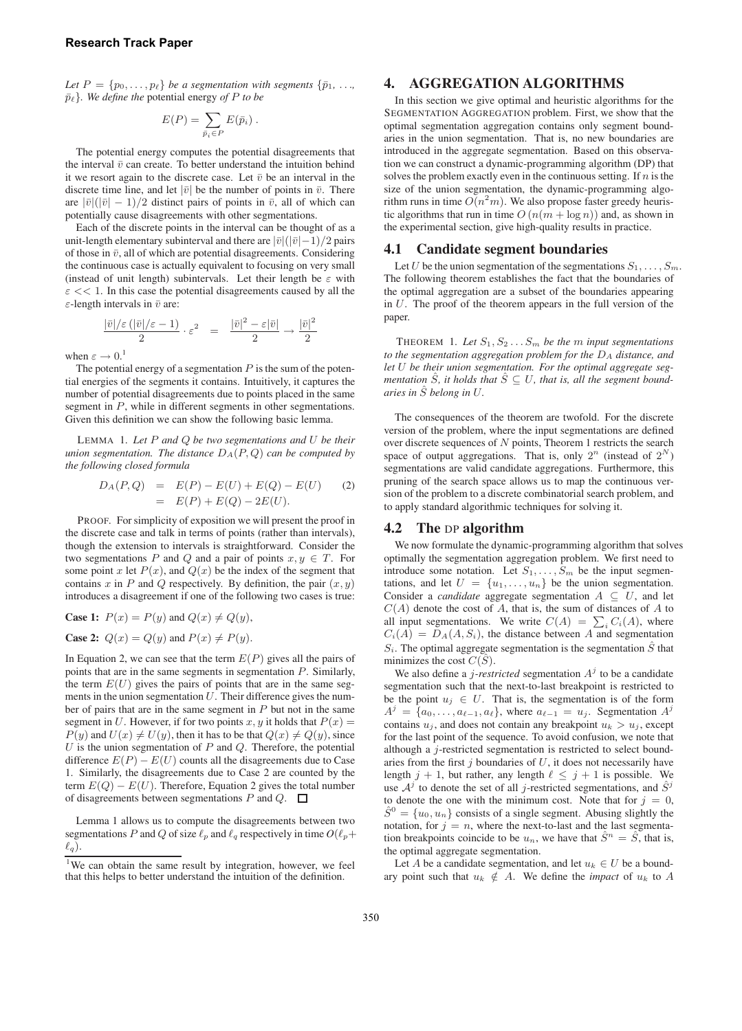*Let $P = \{p_0, \ldots, p_\ell\}$ be a segmentation with segments $\{\bar{p}_1, \ldots, \bar{p}_\ell\}$. We define the* potential energy *of $P$ to be*

$$E(P) = \sum_{\bar{p}_i \in P} E(\bar{p}_i) .$$

The potential energy computes the potential disagreements that the interval $\bar{v}$ can create. To better understand the intuition behind it we resort again to the discrete case. Let $\bar{v}$ be an interval in the discrete time line, and let $|\bar{v}|$ be the number of points in $\bar{v}$. There are $|\bar{v}|(|\bar{v}|-1)/2$ distinct pairs of points in $\bar{v}$, all of which can potentially cause disagreements with other segmentations.

Each of the discrete points in the interval can be thought of as a unit-length elementary subinterval and there are $|\bar{v}|(|\bar{v}|-1)/2$ pairs of those in $\bar{v}$, all of which are potential disagreements. Considering the continuous case is actually equivalent to focusing on very small (instead of unit length) subintervals. Let their length be $\varepsilon$ with $\varepsilon << 1$. In this case the potential disagreements caused by all the $\varepsilon$-length intervals in $\bar{v}$ are:

$$\frac{|\bar{v}|/\varepsilon\,(|\bar{v}|/\varepsilon - 1)}{2} \cdot \varepsilon^2 \quad = \quad \frac{|\bar{v}|^2 - \varepsilon|\bar{v}|}{2} \rightarrow \frac{|\bar{v}|^2}{2}$$

when $\varepsilon \rightarrow 0$.[1]

The potential energy of a segmentation $P$ is the sum of the potential energies of the segments it contains. Intuitively, it captures the number of potential disagreements due to points placed in the same segment in $P$, while in different segments in other segmentations. Given this definition we can show the following basic lemma.

LEMMA 1. *Let $P$ and $Q$ be two segmentations and $U$ be their union segmentation. The distance $D_A(P,Q)$ can be computed by the following closed formula*

$$\begin{aligned} D_A(P,Q) &= E(P) - E(U) + E(Q) - E(U) \qquad (2) \\ &= E(P) + E(Q) - 2E(U). \end{aligned}$$

PROOF. For simplicity of exposition we will present the proof in the discrete case and talk in terms of points (rather than intervals), though the extension to intervals is straightforward. Consider the two segmentations $P$ and $Q$ and a pair of points $x, y \in T$. For some point $x$ let $P(x)$, and $Q(x)$ be the index of the segment that contains $x$ in $P$ and $Q$ respectively. By definition, the pair $(x, y)$ introduces a disagreement if one of the following two cases is true:

**Case 1:** $P(x) = P(y)$ and $Q(x) \neq Q(y)$,

**Case 2:** $Q(x) = Q(y)$ and $P(x) \neq P(y)$.

In Equation 2, we can see that the term $E(P)$ gives all the pairs of points that are in the same segments in segmentation $P$. Similarly, the term $E(U)$ gives the pairs of points that are in the same segments in the union segmentation $U$. Their difference gives the number of pairs that are in the same segment in $P$ but not in the same segment in $U$. However, if for two points $x, y$ it holds that $P(x) = P(y)$ and $U(x) \neq U(y)$, then it has to be that $Q(x) \neq Q(y)$, since $U$ is the union segmentation of $P$ and $Q$. Therefore, the potential difference $E(P) - E(U)$ counts all the disagreements due to Case 1. Similarly, the disagreements due to Case 2 are counted by the term $E(Q) - E(U)$. Therefore, Equation 2 gives the total number of disagreements between segmentations $P$ and $Q$. □

Lemma 1 allows us to compute the disagreements between two segmentations $P$ and $Q$ of size $\ell_p$ and $\ell_q$ respectively in time $O(\ell_p + \ell_q)$.

[1] We can obtain the same result by integration, however, we feel that this helps to better understand the intuition of the definition.

## 4. AGGREGATION ALGORITHMS

In this section we give optimal and heuristic algorithms for the SEGMENTATION AGGREGATION problem. First, we show that the optimal segmentation aggregation contains only segment boundaries in the union segmentation. That is, no new boundaries are introduced in the aggregate segmentation. Based on this observation we can construct a dynamic-programming algorithm (DP) that solves the problem exactly even in the continuous setting. If $n$ is the size of the union segmentation, the dynamic-programming algorithm runs in time $O(n^2 m)$. We also propose faster greedy heuristic algorithms that run in time $O(n(m + \log n))$ and, as shown in the experimental section, give high-quality results in practice.

### 4.1 Candidate segment boundaries

Let $U$ be the union segmentation of the segmentations $S_1, \ldots, S_m$. The following theorem establishes the fact that the boundaries of the optimal aggregation are a subset of the boundaries appearing in $U$. The proof of the theorem appears in the full version of the paper.

THEOREM 1. *Let $S_1, S_2 \ldots S_m$ be the $m$ input segmentations to the segmentation aggregation problem for the $D_A$ distance, and let $U$ be their union segmentation. For the optimal aggregate segmentation $\hat{S}$, it holds that $\hat{S} \subseteq U$, that is, all the segment boundaries in $\hat{S}$ belong in $U$.*

The consequences of the theorem are twofold. For the discrete version of the problem, where the input segmentations are defined over discrete sequences of $N$ points, Theorem 1 restricts the search space of output aggregations. That is, only $2^n$ (instead of $2^N$) segmentations are valid candidate aggregations. Furthermore, this pruning of the search space allows us to map the continuous version of the problem to a discrete combinatorial search problem, and to apply standard algorithmic techniques for solving it.

### 4.2 The DP algorithm

We now formulate the dynamic-programming algorithm that solves optimally the segmentation aggregation problem. We first need to introduce some notation. Let $S_1, \ldots, S_m$ be the input segmentations, and let $U = \{u_1, \ldots, u_n\}$ be the union segmentation. Consider a *candidate* aggregate segmentation $A \subseteq U$, and let $C(A)$ denote the cost of $A$, that is, the sum of distances of $A$ to all input segmentations. We write $C(A) = \sum_i C_i(A)$, where $C_i(A) = D_A(A, S_i)$, the distance between $A$ and segmentation $S_i$. The optimal aggregate segmentation is the segmentation $\hat{S}$ that minimizes the cost $C(\hat{S})$.

We also define a $j$-*restricted* segmentation $A^j$ to be a candidate segmentation such that the next-to-last breakpoint is restricted to be the point $u_j \in U$. That is, the segmentation is of the form $A^j = \{a_0, \ldots, a_{\ell-1}, a_\ell\}$, where $a_{\ell-1} = u_j$. Segmentation $A^j$ contains $u_j$, and does not contain any breakpoint $u_k > u_j$, except for the last point of the sequence. To avoid confusion, we note that although a $j$-restricted segmentation is restricted to select boundaries from the first $j$ boundaries of $U$, it does not necessarily have length $j+1$, but rather, any length $\ell \leq j+1$ is possible. We use $\mathcal{A}^j$ to denote the set of all $j$-restricted segmentations, and $\hat{S}^j$ to denote the one with the minimum cost. Note that for $j = 0$, $\hat{S}^0 = \{u_0, u_n\}$ consists of a single segment. Abusing slightly the notation, for $j = n$, where the next-to-last and the last segmentation breakpoints coincide to be $u_n$, we have that $\hat{S}^n = \hat{S}$, that is, the optimal aggregate segmentation.

Let $A$ be a candidate segmentation, and let $u_k \in U$ be a boundary point such that $u_k \notin A$. We define the *impact* of $u_k$ to $A$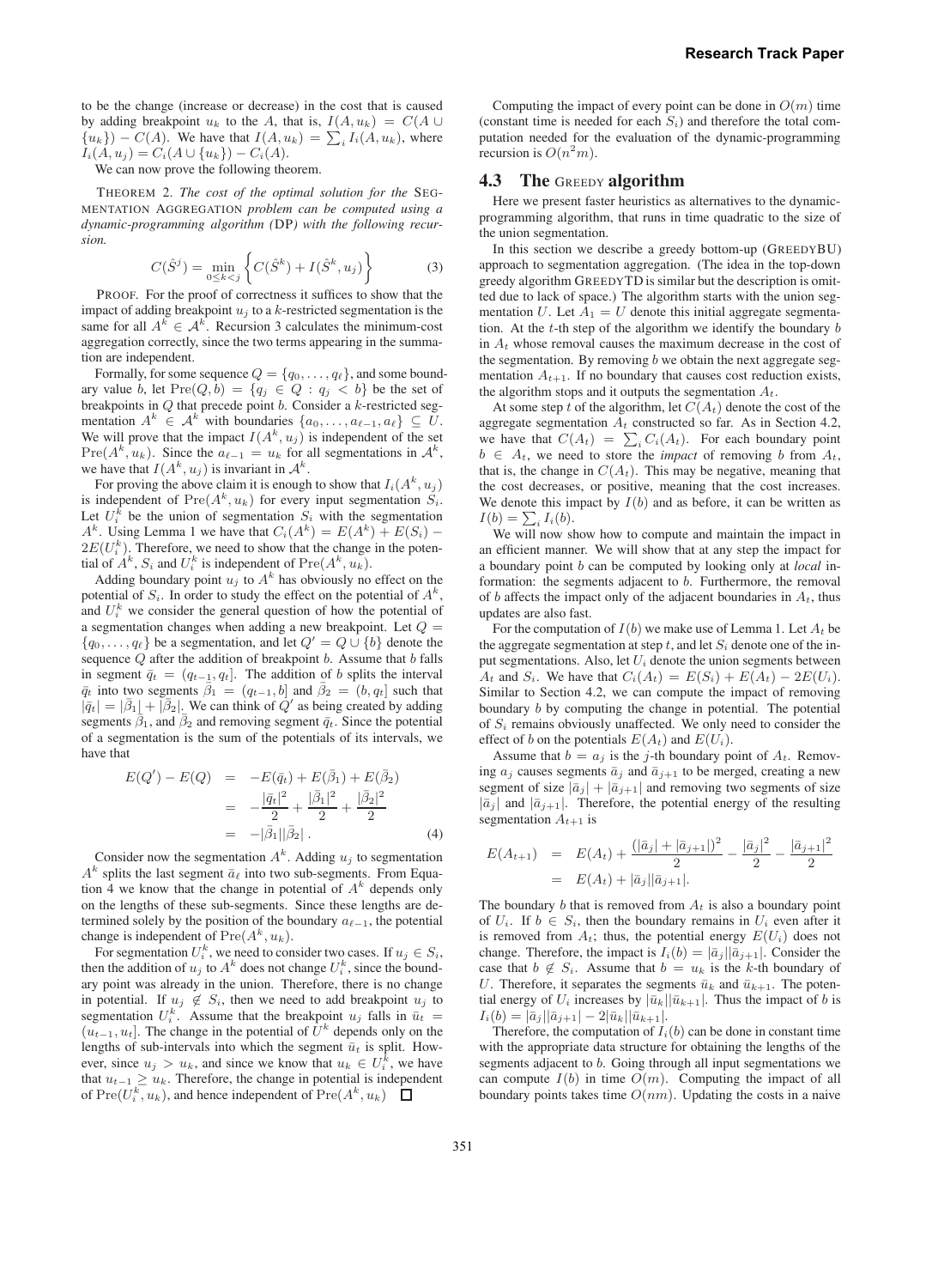to be the change (increase or decrease) in the cost that is caused by adding breakpoint $u_k$ to the $A$, that is, $I(A, u_k) = C(A \cup \{u_k\}) - C(A)$. We have that $I(A, u_k) = \sum_i I_i(A, u_k)$, where $I_i(A, u_j) = C_i(A \cup \{u_k\}) - C_i(A)$.

We can now prove the following theorem.

THEOREM 2. *The cost of the optimal solution for the* SEGMENTATION AGGREGATION *problem can be computed using a dynamic-programming algorithm (*DP*) with the following recursion.*

$$C(\hat{S}^j) = \min_{0 \leq k < j} \left\{ C(\hat{S}^k) + I(\hat{S}^k, u_j) \right\} \quad (3)$$

PROOF. For the proof of correctness it suffices to show that the impact of adding breakpoint $u_j$ to a $k$-restricted segmentation is the same for all $A^k \in \mathcal{A}^k$. Recursion 3 calculates the minimum-cost aggregation correctly, since the two terms appearing in the summation are independent.

Formally, for some sequence $Q = \{q_0, \ldots, q_\ell\}$, and some boundary value $b$, let $\text{Pre}(Q, b) = \{q_j \in Q : q_j < b\}$ be the set of breakpoints in $Q$ that precede point $b$. Consider a $k$-restricted segmentation $A^k \in \mathcal{A}^k$ with boundaries $\{a_0, \ldots, a_{\ell-1}, a_\ell\} \subseteq U$. We will prove that the impact $I(A^k, u_j)$ is independent of the set $\text{Pre}(A^k, u_k)$. Since the $a_{\ell-1} = u_k$ for all segmentations in $\mathcal{A}^k$, we have that $I(A^k, u_j)$ is invariant in $\mathcal{A}^k$.

For proving the above claim it is enough to show that $I_i(A^k, u_j)$ is independent of $\text{Pre}(A^k, u_k)$ for every input segmentation $S_i$. Let $U_i^k$ be the union of segmentation $S_i$ with the segmentation $A^k$. Using Lemma 1 we have that $C_i(A^k) = E(A^k) + E(S_i) - 2E(U_i^k)$. Therefore, we need to show that the change in the potential of $A^k$, $S_i$ and $U_i^k$ is independent of $\text{Pre}(A^k, u_k)$.

Adding boundary point $u_j$ to $A^k$ has obviously no effect on the potential of $S_i$. In order to study the effect on the potential of $A^k$, and $U_i^k$ we consider the general question of how the potential of a segmentation changes when adding a new breakpoint. Let $Q = \{q_0, \ldots, q_\ell\}$ be a segmentation, and let $Q' = Q \cup \{b\}$ denote the sequence $Q$ after the addition of breakpoint $b$. Assume that $b$ falls in segment $\bar{q}_t = (q_{t-1}, q_t]$. The addition of $b$ splits the interval $\bar{q}_t$ into two segments $\bar{\beta}_1 = (q_{t-1}, b]$ and $\bar{\beta}_2 = (b, q_t]$ such that $|\bar{q}_t| = |\bar{\beta}_1| + |\bar{\beta}_2|$. We can think of $Q'$ as being created by adding segments $\bar{\beta}_1$, and $\bar{\beta}_2$ and removing segment $\bar{q}_t$. Since the potential of a segmentation is the sum of the potentials of its intervals, we have that

$$\begin{aligned} E(Q') - E(Q) &= -E(\bar{q}_t) + E(\bar{\beta}_1) + E(\bar{\beta}_2) \\ &= -\frac{|\bar{q}_t|^2}{2} + \frac{|\bar{\beta}_1|^2}{2} + \frac{|\bar{\beta}_2|^2}{2} \\ &= -|\bar{\beta}_1||\bar{\beta}_2|. \end{aligned} \quad (4)$$

Consider now the segmentation $A^k$. Adding $u_j$ to segmentation $A^k$ splits the last segment $\bar{a}_\ell$ into two sub-segments. From Equation 4 we know that the change in potential of $A^k$ depends only on the lengths of these sub-segments. Since these lengths are determined solely by the position of the boundary $a_{\ell-1}$, the potential change is independent of $\text{Pre}(A^k, u_k)$.

For segmentation $U_i^k$, we need to consider two cases. If $u_j \in S_i$, then the addition of $u_j$ to $A^k$ does not change $U_i^k$, since the boundary point was already in the union. Therefore, there is no change in potential. If $u_j \notin S_i$, then we need to add breakpoint $u_j$ to segmentation $U_i^k$. Assume that the breakpoint $u_j$ falls in $\bar{u}_t = (u_{t-1}, u_t]$. The change in the potential of $U^k$ depends only on the lengths of sub-intervals into which the segment $\bar{u}_t$ is split. However, since $u_j > u_k$, and since we know that $u_k \in U_i^k$, we have that $u_{t-1} \geq u_k$. Therefore, the change in potential is independent of $\text{Pre}(U_i^k, u_k)$, and hence independent of $\text{Pre}(A^k, u_k)$ □

Computing the impact of every point can be done in $O(m)$ time (constant time is needed for each $S_i$) and therefore the total computation needed for the evaluation of the dynamic-programming recursion is $O(n^2 m)$.

## 4.3 The GREEDY algorithm

Here we present faster heuristics as alternatives to the dynamic-programming algorithm, that runs in time quadratic to the size of the union segmentation.

In this section we describe a greedy bottom-up (GREEDYBU) approach to segmentation aggregation. (The idea in the top-down greedy algorithm GREEDYTD is similar but the description is omitted due to lack of space.) The algorithm starts with the union segmentation $U$. Let $A_1 = U$ denote this initial aggregate segmentation. At the $t$-th step of the algorithm we identify the boundary $b$ in $A_t$ whose removal causes the maximum decrease in the cost of the segmentation. By removing $b$ we obtain the next aggregate segmentation $A_{t+1}$. If no boundary that causes cost reduction exists, the algorithm stops and it outputs the segmentation $A_t$.

At some step $t$ of the algorithm, let $C(A_t)$ denote the cost of the aggregate segmentation $A_t$ constructed so far. As in Section 4.2, we have that $C(A_t) = \sum_i C_i(A_t)$. For each boundary point $b \in A_t$, we need to store the *impact* of removing $b$ from $A_t$, that is, the change in $C(A_t)$. This may be negative, meaning that the cost decreases, or positive, meaning that the cost increases. We denote this impact by $I(b)$ and as before, it can be written as $I(b) = \sum_i I_i(b)$.

We will now show how to compute and maintain the impact in an efficient manner. We will show that at any step the impact for a boundary point $b$ can be computed by looking only at *local* information: the segments adjacent to $b$. Furthermore, the removal of $b$ affects the impact only of the adjacent boundaries in $A_t$, thus updates are also fast.

For the computation of $I(b)$ we make use of Lemma 1. Let $A_t$ be the aggregate segmentation at step $t$, and let $S_i$ denote one of the input segmentations. Also, let $U_i$ denote the union segments between $A_t$ and $S_i$. We have that $C_i(A_t) = E(S_i) + E(A_t) - 2E(U_i)$. Similar to Section 4.2, we can compute the impact of removing boundary $b$ by computing the change in potential. The potential of $S_i$ remains obviously unaffected. We only need to consider the effect of $b$ on the potentials $E(A_t)$ and $E(U_i)$.

Assume that $b = a_j$ is the $j$-th boundary point of $A_t$. Removing $a_j$ causes segments $\bar{a}_j$ and $\bar{a}_{j+1}$ to be merged, creating a new segment of size $|\bar{a}_j| + |\bar{a}_{j+1}|$ and removing two segments of size $|\bar{a}_j|$ and $|\bar{a}_{j+1}|$. Therefore, the potential energy of the resulting segmentation $A_{t+1}$ is

$$\begin{aligned} E(A_{t+1}) &= E(A_t) + \frac{(|\bar{a}_j| + |\bar{a}_{j+1}|)^2}{2} - \frac{|\bar{a}_j|^2}{2} - \frac{|\bar{a}_{j+1}|^2}{2} \\ &= E(A_t) + |\bar{a}_j||\bar{a}_{j+1}|. \end{aligned}$$

The boundary $b$ that is removed from $A_t$ is also a boundary point of $U_i$. If $b \in S_i$, then the boundary remains in $U_i$ even after it is removed from $A_t$; thus, the potential energy $E(U_i)$ does not change. Therefore, the impact is $I_i(b) = |\bar{a}_j||\bar{a}_{j+1}|$. Consider the case that $b \notin S_i$. Assume that $b = u_k$ is the $k$-th boundary of $U$. Therefore, it separates the segments $\bar{u}_k$ and $\bar{u}_{k+1}$. The potential energy of $U_i$ increases by $|\bar{u}_k||\bar{u}_{k+1}|$. Thus the impact of $b$ is $I_i(b) = |\bar{a}_j||\bar{a}_{j+1}| - 2|\bar{u}_k||\bar{u}_{k+1}|$.

Therefore, the computation of $I_i(b)$ can be done in constant time with the appropriate data structure for obtaining the lengths of the segments adjacent to $b$. Going through all input segmentations we can compute $I(b)$ in time $O(m)$. Computing the impact of all boundary points takes time $O(nm)$. Updating the costs in a naive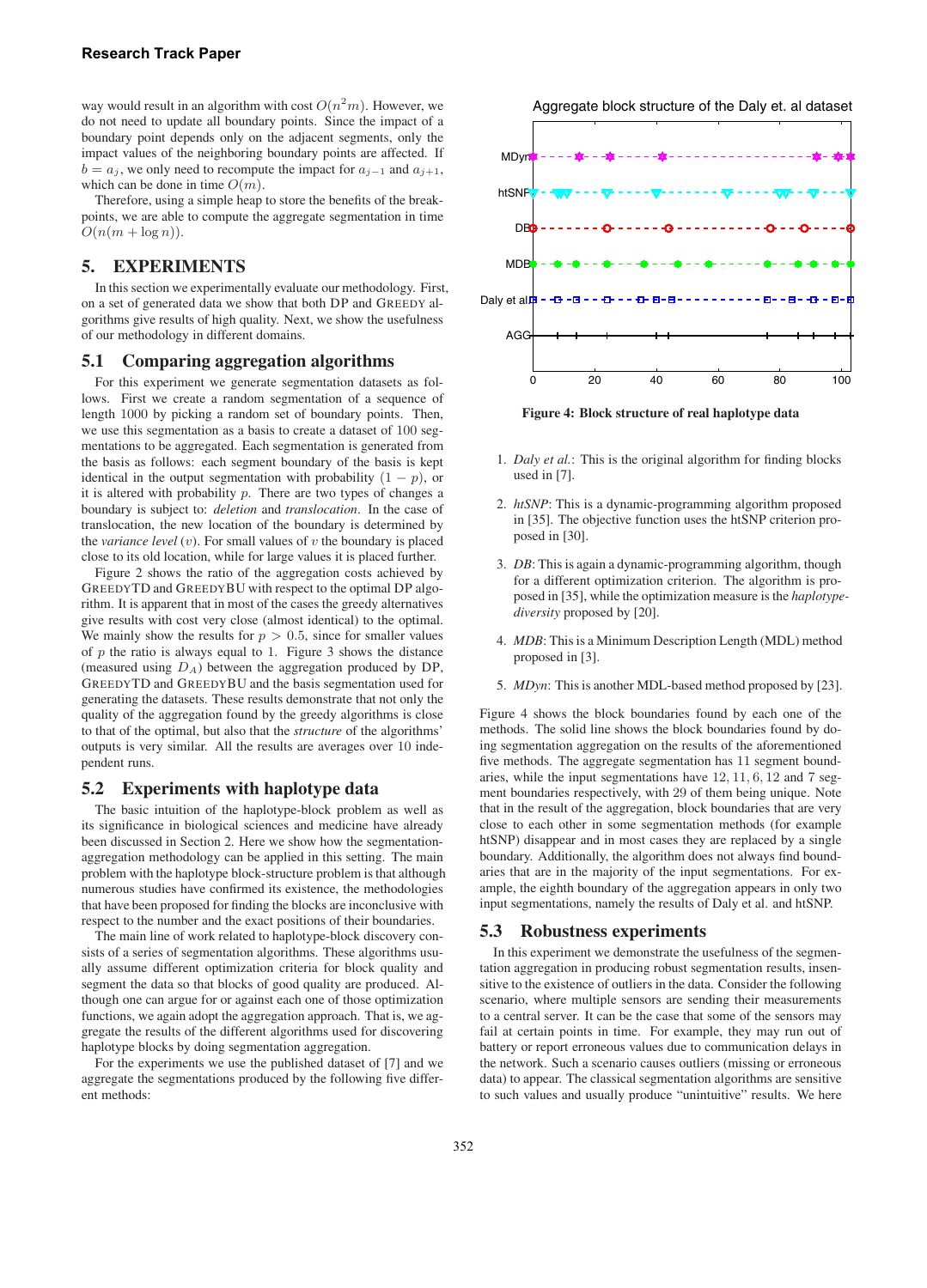way would result in an algorithm with cost $O(n^2 m)$. However, we do not need to update all boundary points. Since the impact of a boundary point depends only on the adjacent segments, only the impact values of the neighboring boundary points are affected. If $b = a_j$, we only need to recompute the impact for $a_{j-1}$ and $a_{j+1}$, which can be done in time $O(m)$.

Therefore, using a simple heap to store the benefits of the break-points, we are able to compute the aggregate segmentation in time $O(n(m + \log n))$.

## 5. EXPERIMENTS

In this section we experimentally evaluate our methodology. First, on a set of generated data we show that both DP and GREEDY algorithms give results of high quality. Next, we show the usefulness of our methodology in different domains.

### 5.1 Comparing aggregation algorithms

For this experiment we generate segmentation datasets as follows. First we create a random segmentation of a sequence of length 1000 by picking a random set of boundary points. Then, we use this segmentation as a basis to create a dataset of 100 segmentations to be aggregated. Each segmentation is generated from the basis as follows: each segment boundary of the basis is kept identical in the output segmentation with probability $(1 - p)$, or it is altered with probability $p$. There are two types of changes a boundary is subject to: *deletion* and *translocation*. In the case of translocation, the new location of the boundary is determined by the *variance level* ($v$). For small values of $v$ the boundary is placed close to its old location, while for large values it is placed further.

Figure 2 shows the ratio of the aggregation costs achieved by GREEDYTD and GREEDYBU with respect to the optimal DP algorithm. It is apparent that in most of the cases the greedy alternatives give results with cost very close (almost identical) to the optimal. We mainly show the results for $p > 0.5$, since for smaller values of $p$ the ratio is always equal to 1. Figure 3 shows the distance (measured using $D_A$) between the aggregation produced by DP, GREEDYTD and GREEDYBU and the basis segmentation used for generating the datasets. These results demonstrate that not only the quality of the aggregation found by the greedy algorithms is close to that of the optimal, but also that the *structure* of the algorithms' outputs is very similar. All the results are averages over 10 independent runs.

### 5.2 Experiments with haplotype data

The basic intuition of the haplotype-block problem as well as its significance in biological sciences and medicine have already been discussed in Section 2. Here we show how the segmentation-aggregation methodology can be applied in this setting. The main problem with the haplotype block-structure problem is that although numerous studies have confirmed its existence, the methodologies that have been proposed for finding the blocks are inconclusive with respect to the number and the exact positions of their boundaries.

The main line of work related to haplotype-block discovery consists of a series of segmentation algorithms. These algorithms usually assume different optimization criteria for block quality and segment the data so that blocks of good quality are produced. Although one can argue for or against each one of those optimization functions, we again adopt the aggregation approach. That is, we aggregate the results of the different algorithms used for discovering haplotype blocks by doing segmentation aggregation.

For the experiments we use the published dataset of [7] and we aggregate the segmentations produced by the following five different methods:

Figure 4: Block structure of real haplotype data

1. *Daly et al.*: This is the original algorithm for finding blocks used in [7].

2. *htSNP*: This is a dynamic-programming algorithm proposed in [35]. The objective function uses the htSNP criterion proposed in [30].

3. *DB*: This is again a dynamic-programming algorithm, though for a different optimization criterion. The algorithm is proposed in [35], while the optimization measure is the *haplotype-diversity* proposed by [20].

4. *MDB*: This is a Minimum Description Length (MDL) method proposed in [3].

5. *MDyn*: This is another MDL-based method proposed by [23].

Figure 4 shows the block boundaries found by each one of the methods. The solid line shows the block boundaries found by doing segmentation aggregation on the results of the aforementioned five methods. The aggregate segmentation has 11 segment boundaries, while the input segmentations have 12, 11, 6, 12 and 7 segment boundaries respectively, with 29 of them being unique. Note that in the result of the aggregation, block boundaries that are very close to each other in some segmentation methods (for example htSNP) disappear and in most cases they are replaced by a single boundary. Additionally, the algorithm does not always find boundaries that are in the majority of the input segmentations. For example, the eighth boundary of the aggregation appears in only two input segmentations, namely the results of Daly et al. and htSNP.

### 5.3 Robustness experiments

In this experiment we demonstrate the usefulness of the segmentation aggregation in producing robust segmentation results, insensitive to the existence of outliers in the data. Consider the following scenario, where multiple sensors are sending their measurements to a central server. It can be the case that some of the sensors may fail at certain points in time. For example, they may run out of battery or report erroneous values due to communication delays in the network. Such a scenario causes outliers (missing or erroneous data) to appear. The classical segmentation algorithms are sensitive to such values and usually produce "unintuitive" results. We here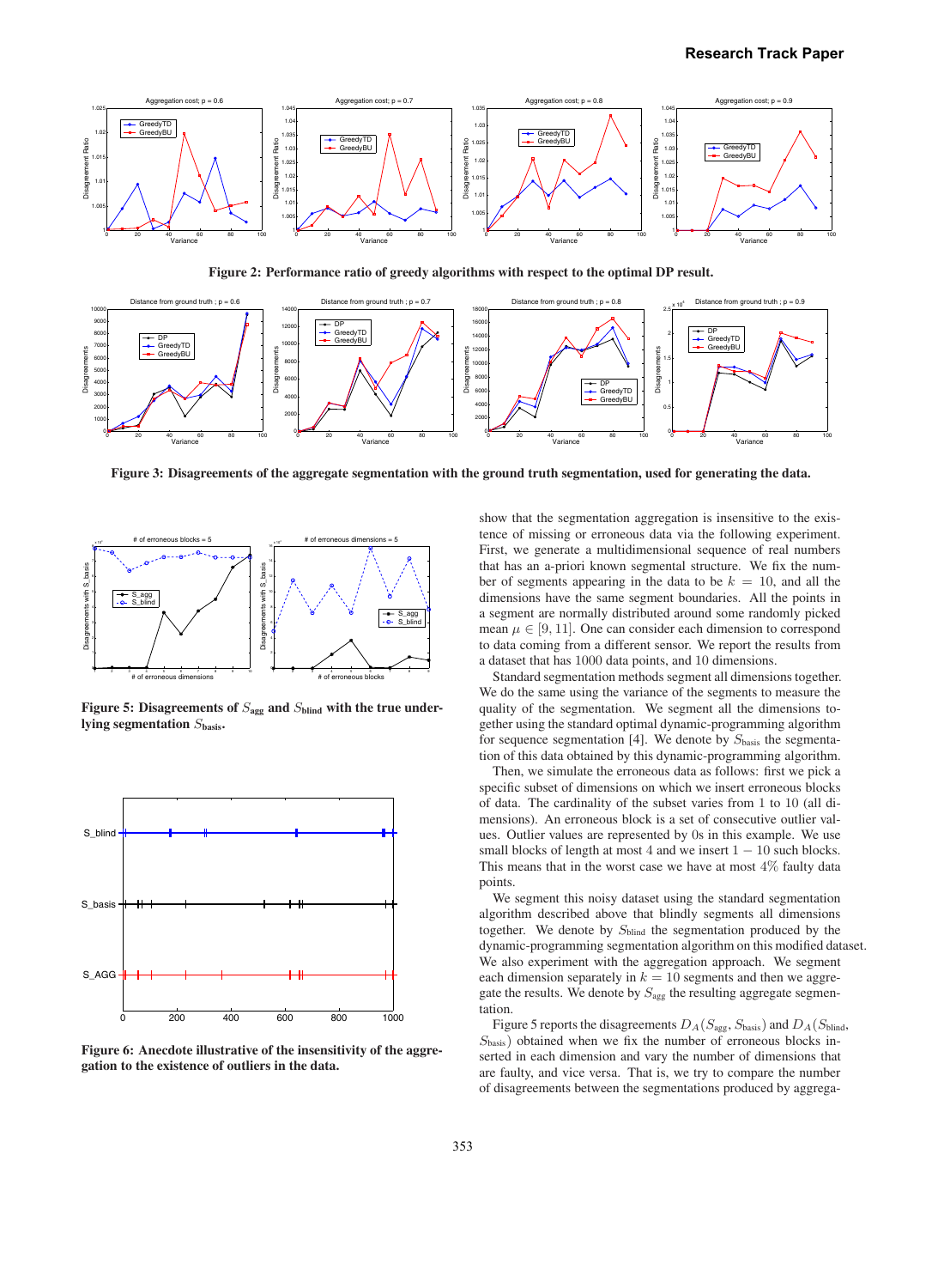**Figure 2: Performance ratio of greedy algorithms with respect to the optimal DP result.**

**Figure 3: Disagreements of the aggregate segmentation with the ground truth segmentation, used for generating the data.**

**Figure 5: Disagreements of $S_{\text{agg}}$ and $S_{\text{blind}}$ with the true underlying segmentation $S_{\text{basis}}$.**

**Figure 6: Anecdote illustrative of the insensitivity of the aggregation to the existence of outliers in the data.**

show that the segmentation aggregation is insensitive to the existence of missing or erroneous data via the following experiment. First, we generate a multidimensional sequence of real numbers that has an a-priori known segmental structure. We fix the number of segments appearing in the data to be $k = 10$, and all the dimensions have the same segment boundaries. All the points in a segment are normally distributed around some randomly picked mean $\mu \in [9, 11]$. One can consider each dimension to correspond to data coming from a different sensor. We report the results from a dataset that has 1000 data points, and 10 dimensions.

Standard segmentation methods segment all dimensions together. We do the same using the variance of the segments to measure the quality of the segmentation. We segment all the dimensions together using the standard optimal dynamic-programming algorithm for sequence segmentation [4]. We denote by $S_{\text{basis}}$ the segmentation of this data obtained by this dynamic-programming algorithm.

Then, we simulate the erroneous data as follows: first we pick a specific subset of dimensions on which we insert erroneous blocks of data. The cardinality of the subset varies from 1 to 10 (all dimensions). An erroneous block is a set of consecutive outlier values. Outlier values are represented by 0s in this example. We use small blocks of length at most 4 and we insert $1 - 10$ such blocks. This means that in the worst case we have at most $4\%$ faulty data points.

We segment this noisy dataset using the standard segmentation algorithm described above that blindly segments all dimensions together. We denote by $S_{\text{blind}}$ the segmentation produced by the dynamic-programming segmentation algorithm on this modified dataset. We also experiment with the aggregation approach. We segment each dimension separately in $k = 10$ segments and then we aggregate the results. We denote by $S_{\text{agg}}$ the resulting aggregate segmentation.

Figure 5 reports the disagreements $D_A(S_{\text{agg}}, S_{\text{basis}})$ and $D_A(S_{\text{blind}}, S_{\text{basis}})$ obtained when we fix the number of erroneous blocks inserted in each dimension and vary the number of dimensions that are faulty, and vice versa. That is, we try to compare the number of disagreements between the segmentations produced by aggrega-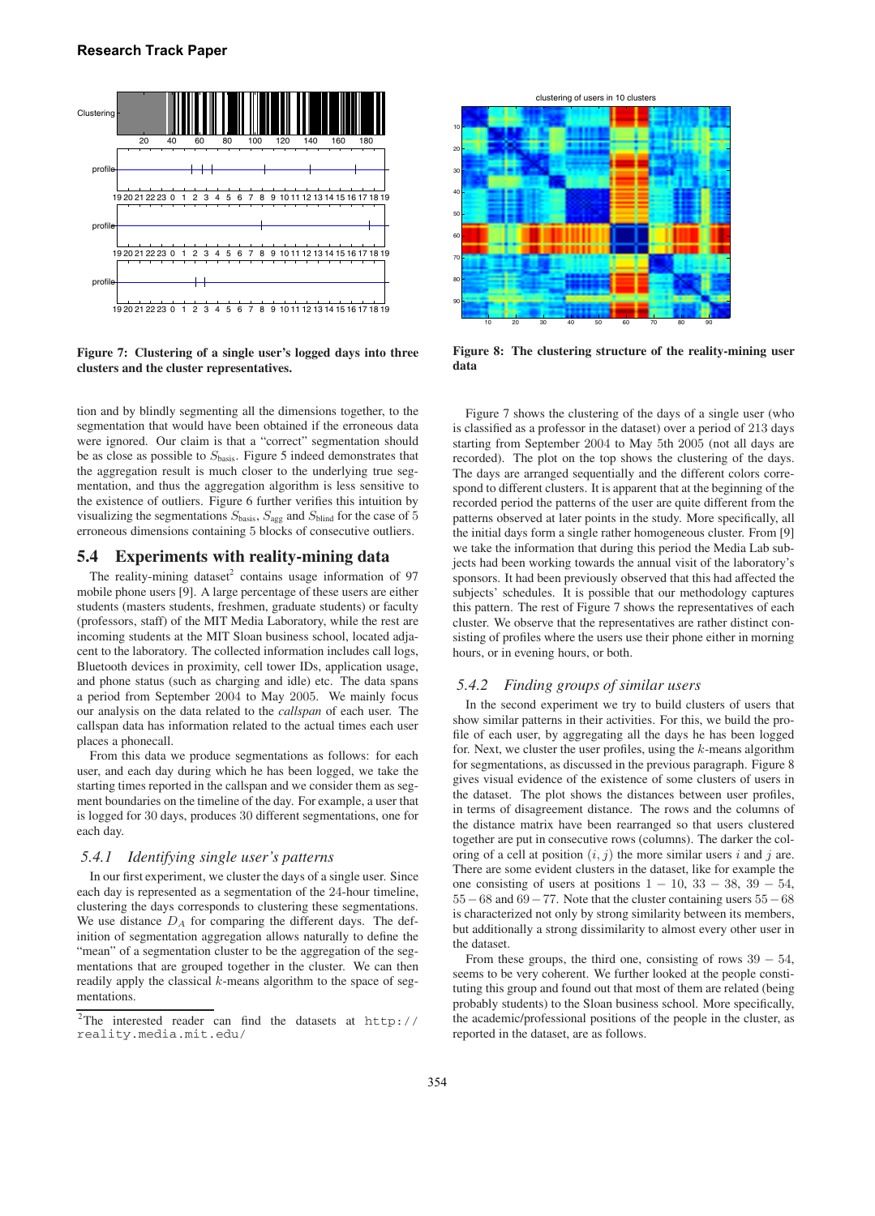**Figure 7: Clustering of a single user's logged days into three clusters and the cluster representatives.**

**Figure 8: The clustering structure of the reality-mining user data**

tion and by blindly segmenting all the dimensions together, to the segmentation that would have been obtained if the erroneous data were ignored. Our claim is that a "correct" segmentation should be as close as possible to $S_{\text{basis}}$. Figure 5 indeed demonstrates that the aggregation result is much closer to the underlying true segmentation, and thus the aggregation algorithm is less sensitive to the existence of outliers. Figure 6 further verifies this intuition by visualizing the segmentations $S_{\text{basis}}$, $S_{\text{agg}}$ and $S_{\text{blind}}$ for the case of 5 erroneous dimensions containing 5 blocks of consecutive outliers.

## 5.4 Experiments with reality-mining data

The reality-mining dataset[2] contains usage information of 97 mobile phone users [9]. A large percentage of these users are either students (masters students, freshmen, graduate students) or faculty (professors, staff) of the MIT Media Laboratory, while the rest are incoming students at the MIT Sloan business school, located adjacent to the laboratory. The collected information includes call logs, Bluetooth devices in proximity, cell tower IDs, application usage, and phone status (such as charging and idle) etc. The data spans a period from September 2004 to May 2005. We mainly focus our analysis on the data related to the *callspan* of each user. The callspan data has information related to the actual times each user places a phonecall.

From this data we produce segmentations as follows: for each user, and each day during which he has been logged, we take the starting times reported in the callspan and we consider them as segment boundaries on the timeline of the day. For example, a user that is logged for 30 days, produces 30 different segmentations, one for each day.

### 5.4.1 Identifying single user's patterns

In our first experiment, we cluster the days of a single user. Since each day is represented as a segmentation of the 24-hour timeline, clustering the days corresponds to clustering these segmentations. We use distance $D_A$ for comparing the different days. The definition of segmentation aggregation allows naturally to define the "mean" of a segmentation cluster to be the aggregation of the segmentations that are grouped together in the cluster. We can then readily apply the classical $k$-means algorithm to the space of segmentations.

[2]The interested reader can find the datasets at http://reality.media.mit.edu/

Figure 7 shows the clustering of the days of a single user (who is classified as a professor in the dataset) over a period of 213 days starting from September 2004 to May 5th 2005 (not all days are recorded). The plot on the top shows the clustering of the days. The days are arranged sequentially and the different colors correspond to different clusters. It is apparent that at the beginning of the recorded period the patterns of the user are quite different from the patterns observed at later points in the study. More specifically, all the initial days form a single rather homogeneous cluster. From [9] we take the information that during this period the Media Lab subjects had been working towards the annual visit of the laboratory's sponsors. It had been previously observed that this had affected the subjects' schedules. It is possible that our methodology captures this pattern. The rest of Figure 7 shows the representatives of each cluster. We observe that the representatives are rather distinct consisting of profiles where the users use their phone either in morning hours, or in evening hours, or both.

### 5.4.2 Finding groups of similar users

In the second experiment we try to build clusters of users that show similar patterns in their activities. For this, we build the profile of each user, by aggregating all the days he has been logged for. Next, we cluster the user profiles, using the $k$-means algorithm for segmentations, as discussed in the previous paragraph. Figure 8 gives visual evidence of the existence of some clusters of users in the dataset. The plot shows the distances between user profiles, in terms of disagreement distance. The rows and the columns of the distance matrix have been rearranged so that users clustered together are put in consecutive rows (columns). The darker the coloring of a cell at position $(i, j)$ the more similar users $i$ and $j$ are. There are some evident clusters in the dataset, like for example the one consisting of users at positions $1-10$, $33-38$, $39-54$, $55-68$ and $69-77$. Note that the cluster containing users $55-68$ is characterized not only by strong similarity between its members, but additionally a strong dissimilarity to almost every other user in the dataset.

From these groups, the third one, consisting of rows $39-54$, seems to be very coherent. We further looked at the people constituting this group and found out that most of them are related (being probably students) to the Sloan business school. More specifically, the academic/professional positions of the people in the cluster, as reported in the dataset, are as follows.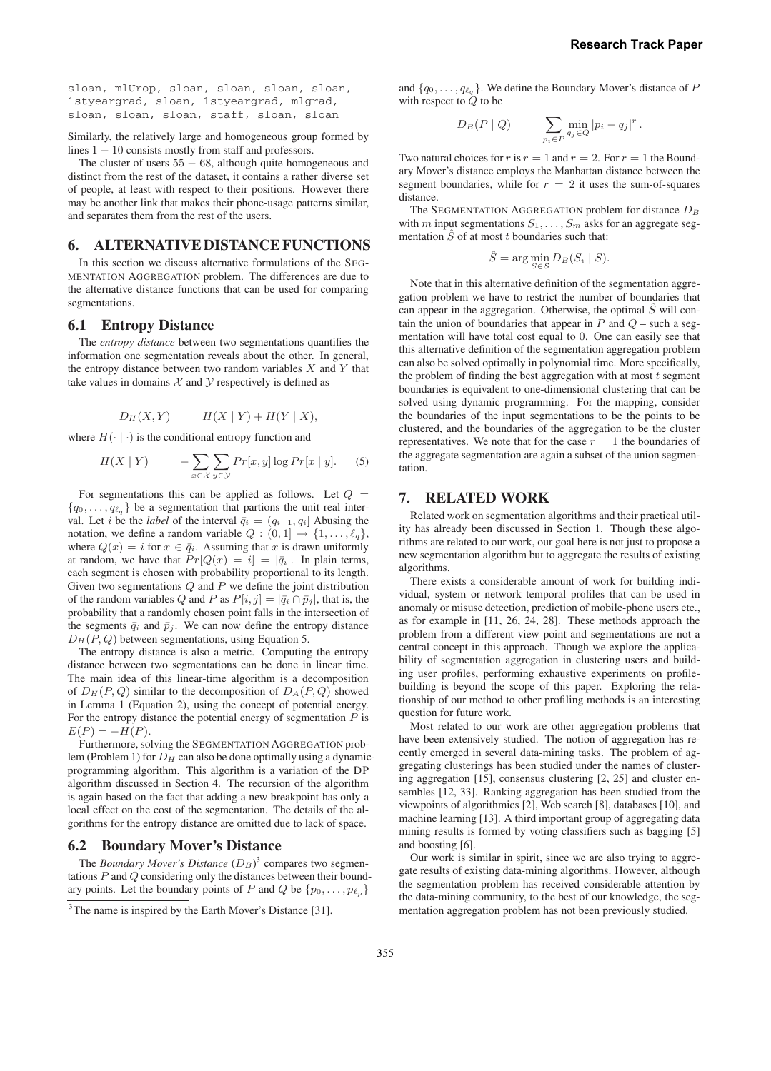```
sloan, mlUrop, sloan, sloan, sloan, sloan,
1styeargrad, sloan, 1styeargrad, mlgrad,
sloan, sloan, sloan, staff, sloan, sloan
```

Similarly, the relatively large and homogeneous group formed by lines $1-10$ consists mostly from staff and professors.

The cluster of users $55-68$, although quite homogeneous and distinct from the rest of the dataset, it contains a rather diverse set of people, at least with respect to their positions. However there may be another link that makes their phone-usage patterns similar, and separates them from the rest of the users.

## 6. ALTERNATIVE DISTANCE FUNCTIONS

In this section we discuss alternative formulations of the SEGMENTATION AGGREGATION problem. The differences are due to the alternative distance functions that can be used for comparing segmentations.

### 6.1 Entropy Distance

The *entropy distance* between two segmentations quantifies the information one segmentation reveals about the other. In general, the entropy distance between two random variables $X$ and $Y$ that take values in domains $\mathcal{X}$ and $\mathcal{Y}$ respectively is defined as

$$D_H(X,Y) \quad = \quad H(X \mid Y) + H(Y \mid X),$$

where $H(\cdot \mid \cdot)$ is the conditional entropy function and

$$H(X \mid Y) \quad = \quad -\sum_{x\in\mathcal{X}}\sum_{y\in\mathcal{Y}} Pr[x,y]\log Pr[x \mid y]. \qquad (5)$$

For segmentations this can be applied as follows. Let $Q = \{q_0,\ldots,q_{\ell_q}\}$ be a segmentation that partions the unit real interval. Let $i$ be the *label* of the interval $\bar{q}_i = (q_{i-1}, q_i]$ Abusing the notation, we define a random variable $Q : (0,1] \to \{1,\ldots,\ell_q\}$, where $Q(x) = i$ for $x \in \bar{q}_i$. Assuming that $x$ is drawn uniformly at random, we have that $Pr[Q(x) = i] = |\bar{q}_i|$. In plain terms, each segment is chosen with probability proportional to its length. Given two segmentations $Q$ and $P$ we define the joint distribution of the random variables $Q$ and $P$ as $P[i,j] = |\bar{q}_i \cap \bar{p}_j|$, that is, the probability that a randomly chosen point falls in the intersection of the segments $\bar{q}_i$ and $\bar{p}_j$. We can now define the entropy distance $D_H(P,Q)$ between segmentations, using Equation 5.

The entropy distance is also a metric. Computing the entropy distance between two segmentations can be done in linear time. The main idea of this linear-time algorithm is a decomposition of $D_H(P,Q)$ similar to the decomposition of $D_A(P,Q)$ showed in Lemma 1 (Equation 2), using the concept of potential energy. For the entropy distance the potential energy of segmentation $P$ is $E(P) = -H(P)$.

Furthermore, solving the SEGMENTATION AGGREGATION problem (Problem 1) for $D_H$ can also be done optimally using a dynamic-programming algorithm. This algorithm is a variation of the DP algorithm discussed in Section 4. The recursion of the algorithm is again based on the fact that adding a new breakpoint has only a local effect on the cost of the segmentation. The details of the algorithms for the entropy distance are omitted due to lack of space.

### 6.2 Boundary Mover's Distance

The *Boundary Mover's Distance* ($D_B$)[3] compares two segmentations $P$ and $Q$ considering only the distances between their boundary points. Let the boundary points of $P$ and $Q$ be $\{p_0,\ldots,p_{\ell_p}\}$ and $\{q_0,\ldots,q_{\ell_q}\}$. We define the Boundary Mover's distance of $P$ with respect to $Q$ to be

$$D_B(P \mid Q) \quad = \quad \sum_{p_i\in P} \min_{q_j\in Q} |p_i - q_j|^r.$$

Two natural choices for $r$ is $r=1$ and $r=2$. For $r=1$ the Boundary Mover's distance employs the Manhattan distance between the segment boundaries, while for $r=2$ it uses the sum-of-squares distance.

The SEGMENTATION AGGREGATION problem for distance $D_B$ with $m$ input segmentations $S_1,\ldots,S_m$ asks for an aggregate segmentation $\hat{S}$ of at most $t$ boundaries such that:

$$\hat{S} = \arg\min_{S\in\mathcal{S}} D_B(S_i \mid S).$$

Note that in this alternative definition of the segmentation aggregation problem we have to restrict the number of boundaries that can appear in the aggregation. Otherwise, the optimal $\hat{S}$ will contain the union of boundaries that appear in $P$ and $Q$ – such a segmentation will have total cost equal to 0. One can easily see that this alternative definition of the segmentation aggregation problem can also be solved optimally in polynomial time. More specifically, the problem of finding the best aggregation with at most $t$ segment boundaries is equivalent to one-dimensional clustering that can be solved using dynamic programming. For the mapping, consider the boundaries of the input segmentations to be the points to be clustered, and the boundaries of the aggregation to be the cluster representatives. We note that for the case $r=1$ the boundaries of the aggregate segmentation are again a subset of the union segmentation.

[3] The name is inspired by the Earth Mover's Distance [31].

## 7. RELATED WORK

Related work on segmentation algorithms and their practical utility has already been discussed in Section 1. Though these algorithms are related to our work, our goal here is not just to propose a new segmentation algorithm but to aggregate the results of existing algorithms.

There exists a considerable amount of work for building individual, system or network temporal profiles that can be used in anomaly or misuse detection, prediction of mobile-phone users etc., as for example in [11, 26, 24, 28]. These methods approach the problem from a different view point and segmentations are not a central concept in this approach. Though we explore the applicability of segmentation aggregation in clustering users and building user profiles, performing exhaustive experiments on profile-building is beyond the scope of this paper. Exploring the relationship of our method to other profiling methods is an interesting question for future work.

Most related to our work are other aggregation problems that have been extensively studied. The notion of aggregation has recently emerged in several data-mining tasks. The problem of aggregating clusterings has been studied under the names of clustering aggregation [15], consensus clustering [2, 25] and cluster ensembles [12, 33]. Ranking aggregation has been studied from the viewpoints of algorithmics [2], Web search [8], databases [10], and machine learning [13]. A third important group of aggregating data mining results is formed by voting classifiers such as bagging [5] and boosting [6].

Our work is similar in spirit, since we are also trying to aggregate results of existing data-mining algorithms. However, although the segmentation problem has received considerable attention by the data-mining community, to the best of our knowledge, the segmentation aggregation problem has not been previously studied.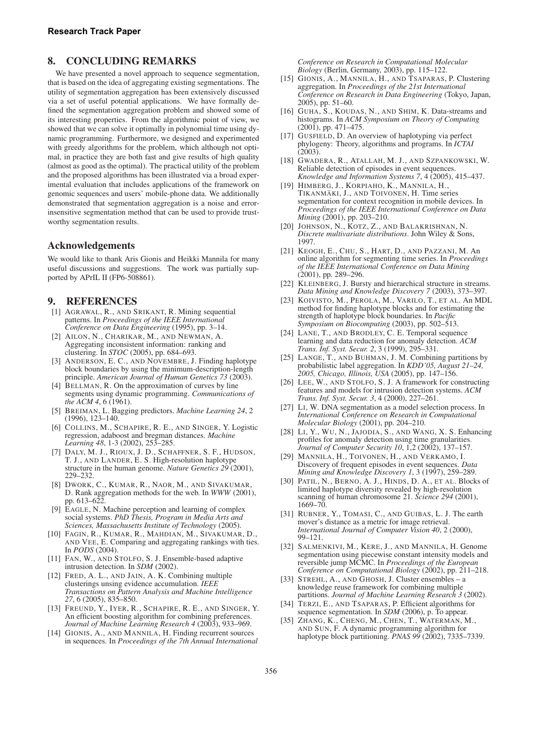## 8. CONCLUDING REMARKS

We have presented a novel approach to sequence segmentation, that is based on the idea of aggregating existing segmentations. The utility of segmentation aggregation has been extensively discussed via a set of useful potential applications. We have formally defined the segmentation aggregation problem and showed some of its interesting properties. From the algorithmic point of view, we showed that we can solve it optimally in polynomial time using dynamic programming. Furthermore, we designed and experimented with greedy algorithms for the problem, which although not optimal, in practice they are both fast and give results of high quality (almost as good as the optimal). The practical utility of the problem and the proposed algorithms has been illustrated via a broad experimental evaluation that includes applications of the framework on genomic sequences and users' mobile-phone data. We additionally demonstrated that segmentation aggregation is a noise and error-insensitive segmentation method that can be used to provide trustworthy segmentation results.

### Acknowledgements

We would like to thank Aris Gionis and Heikki Mannila for many useful discussions and suggestions. The work was partially supported by APrIL II (FP6-508861).

## 9. REFERENCES

[1] Agrawal, R., and Srikant, R. Mining sequential patterns. In *Proceedings of the IEEE International Conference on Data Engineering* (1995), pp. 3–14.

[2] Ailon, N., Charikar, M., and Newman, A. Aggregating inconsistent information: ranking and clustering. In *STOC* (2005), pp. 684–693.

[3] Anderson, E. C., and Novembre, J. Finding haplotype block boundaries by using the minimum-description-length principle. *American Journal of Human Genetics 73* (2003).

[4] Bellman, R. On the approximation of curves by line segments using dynamic programming. *Communications of the ACM 4*, 6 (1961).

[5] Breiman, L. Bagging predictors. *Machine Learning 24*, 2 (1996), 123–140.

[6] Collins, M., Schapire, R. E., and Singer, Y. Logistic regression, adaboost and bregman distances. *Machine Learning 48*, 1-3 (2002), 253–285.

[7] Daly, M. J., Rioux, J. D., Schaffner, S. F., Hudson, T. J., and Lander, E. S. High-resolution haplotype structure in the human genome. *Nature Genetics 29* (2001), 229–232.

[8] Dwork, C., Kumar, R., Naor, M., and Sivakumar, D. Rank aggregation methods for the web. In *WWW* (2001), pp. 613–622.

[9] Eagle, N. Machine perception and learning of complex social systems. *PhD Thesis, Program in Media Arts and Sciences, Massachusetts Institute of Technology* (2005).

[10] Fagin, R., Kumar, R., Mahdian, M., Sivakumar, D., and Vee, E. Comparing and aggregating rankings with ties. In *PODS* (2004).

[11] Fan, W., and Stolfo, S. J. Ensemble-based adaptive intrusion detection. In *SDM* (2002).

[12] Fred, A. L., and Jain, A. K. Combining multiple clusterings unsing evidence accumulation. *IEEE Transactions on Pattern Analysis and Machine Intelligence 27*, 6 (2005), 835–850.

[13] Freund, Y., Iyer, R., Schapire, R. E., and Singer, Y. An efficient boosting algorithm for combining preferences. *Journal of Machine Learning Research 4* (2003), 933–969.

[14] Gionis, A., and Mannila, H. Finding recurrent sources in sequences. In *Proceedings of the 7th Annual International Conference on Research in Computational Molecular Biology* (Berlin, Germany, 2003), pp. 115–122.

[15] Gionis, A., Mannila, H., and Tsaparas, P. Clustering aggregation. In *Proceedings of the 21st International Conference on Research in Data Engineering* (Tokyo, Japan, 2005), pp. 51–60.

[16] Guha, S., Koudas, N., and Shim, K. Data-streams and histograms. In *ACM Symposium on Theory of Computing* (2001), pp. 471–475.

[17] Gusfield, D. An overview of haplotyping via perfect phylogeny: Theory, algorithms and programs. In *ICTAI* (2003).

[18] Gwadera, R., Atallah, M. J., and Szpankowski, W. Reliable detection of episodes in event sequences. *Knowledge and Information Systems 7*, 4 (2005), 415–437.

[19] Himberg, J., Korpiaho, K., Mannila, H., Tikanmäki, J., and Toivonen, H. Time series segmentation for context recognition in mobile devices. In *Proceedings of the IEEE International Conference on Data Mining* (2001), pp. 203–210.

[20] Johnson, N., Kotz, Z., and Balakrishnan, N. *Discrete multivariate distributions*. John Wiley & Sons, 1997.

[21] Keogh, E., Chu, S., Hart, D., and Pazzani, M. An online algorithm for segmenting time series. In *Proceedings of the IEEE International Conference on Data Mining* (2001), pp. 289–296.

[22] Kleinberg, J. Bursty and hierarchical structure in streams. *Data Mining and Knowledge Discovery 7* (2003), 373–397.

[23] Koivisto, M., Perola, M., Varilo, T., et al. An MDL method for finding haplotype blocks and for estimating the strength of haplotype block boundaries. In *Pacific Symposium on Biocomputing* (2003), pp. 502–513.

[24] Lane, T., and Brodley, C. E. Temporal sequence learning and data reduction for anomaly detection. *ACM Trans. Inf. Syst. Secur. 2*, 3 (1999), 295–331.

[25] Lange, T., and Buhman, J. M. Combining partitions by probabilistic label aggregation. In *KDD'05, August 21–24, 2005, Chicago, Illinois, USA* (2005), pp. 147–156.

[26] Lee, W., and Stolfo, S. J. A framework for constructing features and models for intrusion detection systems. *ACM Trans. Inf. Syst. Secur. 3*, 4 (2000), 227–261.

[27] Li, W. DNA segmentation as a model selection process. In *International Conference on Research in Computational Molecular Biology* (2001), pp. 204–210.

[28] Li, Y., Wu, N., Jajodia, S., and Wang, X. S. Enhancing profiles for anomaly detection using time granularities. *Journal of Computer Security 10*, 1,2 (2002), 137–157.

[29] Mannila, H., Toivonen, H., and Verkamo, I. Discovery of frequent episodes in event sequences. *Data Mining and Knowledge Discovery 1*, 3 (1997), 259–289.

[30] Patil, N., Berno, A. J., Hinds, D. A., et al. Blocks of limited haplotype diversity revealed by high-resolution scanning of human chromosome 21. *Science 294* (2001), 1669–70.

[31] Rubner, Y., Tomasi, C., and Guibas, L. J. The earth mover's distance as a metric for image retrieval. *International Journal of Computer Vision 40*, 2 (2000), 99–121.

[32] Salmenkivi, M., Kere, J., and Mannila, H. Genome segmentation using piecewise constant intensity models and reversible jump MCMC. In *Proceedings of the European Conference on Computational Biology* (2002), pp. 211–218.

[33] Strehl, A., and Ghosh, J. Cluster ensembles – a knowledge reuse framework for combining multiple partitions. *Journal of Machine Learning Research 3* (2002).

[34] Terzi, E., and Tsaparas, P. Efficient algorithms for sequence segmentation. In *SDM* (2006), p. To appear.

[35] Zhang, K., Cheng, M., Chen, T., Waterman, M., and Sun, F. A dynamic programming algorithm for haplotype block partitioning. *PNAS 99* (2002), 7335–7339.